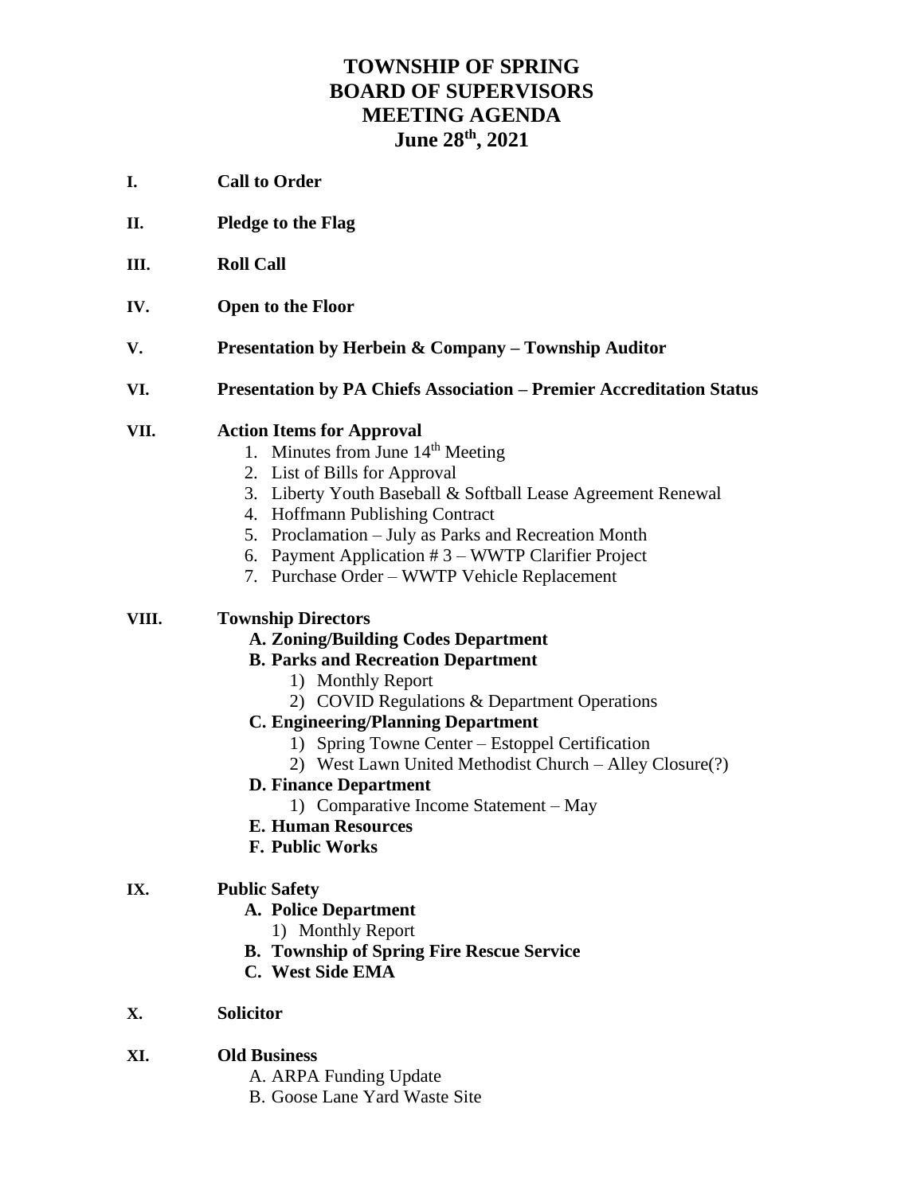# TOWNSHIP OF SPRING
# BOARD OF SUPERVISORS
# MEETING AGENDA
# June 28th, 2021

**I. Call to Order**

**II. Pledge to the Flag**

**III. Roll Call**

**IV. Open to the Floor**

**V. Presentation by Herbein & Company – Township Auditor**

**VI. Presentation by PA Chiefs Association – Premier Accreditation Status**

**VII. Action Items for Approval**

1. Minutes from June 14th Meeting
2. List of Bills for Approval
3. Liberty Youth Baseball & Softball Lease Agreement Renewal
4. Hoffmann Publishing Contract
5. Proclamation – July as Parks and Recreation Month
6. Payment Application # 3 – WWTP Clarifier Project
7. Purchase Order – WWTP Vehicle Replacement

**VIII. Township Directors**

**A. Zoning/Building Codes Department**

**B. Parks and Recreation Department**

1) Monthly Report
2) COVID Regulations & Department Operations

**C. Engineering/Planning Department**

1) Spring Towne Center – Estoppel Certification
2) West Lawn United Methodist Church – Alley Closure(?)

**D. Finance Department**

1) Comparative Income Statement – May

**E. Human Resources**

**F. Public Works**

**IX. Public Safety**

**A. Police Department**

1) Monthly Report

**B. Township of Spring Fire Rescue Service**

**C. West Side EMA**

**X. Solicitor**

**XI. Old Business**

A. ARPA Funding Update

B. Goose Lane Yard Waste Site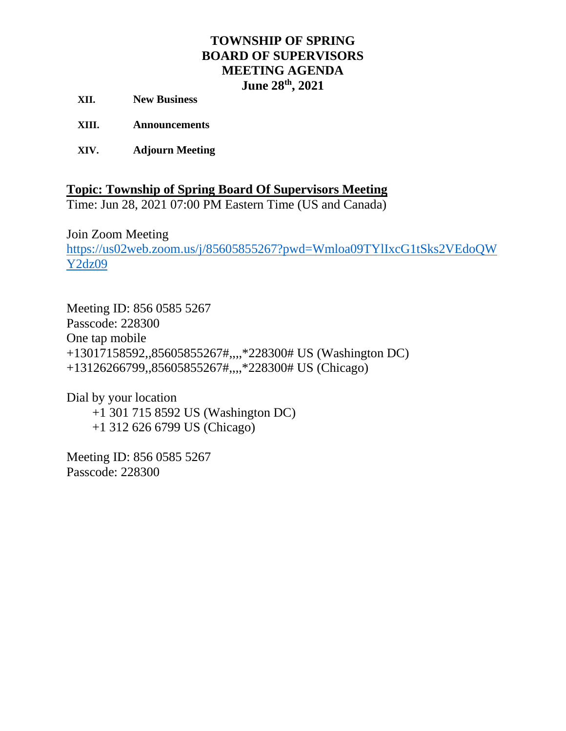**XII.** **New Business**

**XIII.** **Announcements**

**XIV.** **Adjourn Meeting**

**Topic: Township of Spring Board Of Supervisors Meeting**

Time: Jun 28, 2021 07:00 PM Eastern Time (US and Canada)

Join Zoom Meeting
https://us02web.zoom.us/j/85605855267?pwd=Wmloa09TYlIxcG1tSks2VEdoQWY2dz09

Meeting ID: 856 0585 5267
Passcode: 228300
One tap mobile
+13017158592,,85605855267#,,,,*228300# US (Washington DC)
+13126266799,,85605855267#,,,,*228300# US (Chicago)

Dial by your location
+1 301 715 8592 US (Washington DC)
+1 312 626 6799 US (Chicago)

Meeting ID: 856 0585 5267
Passcode: 228300